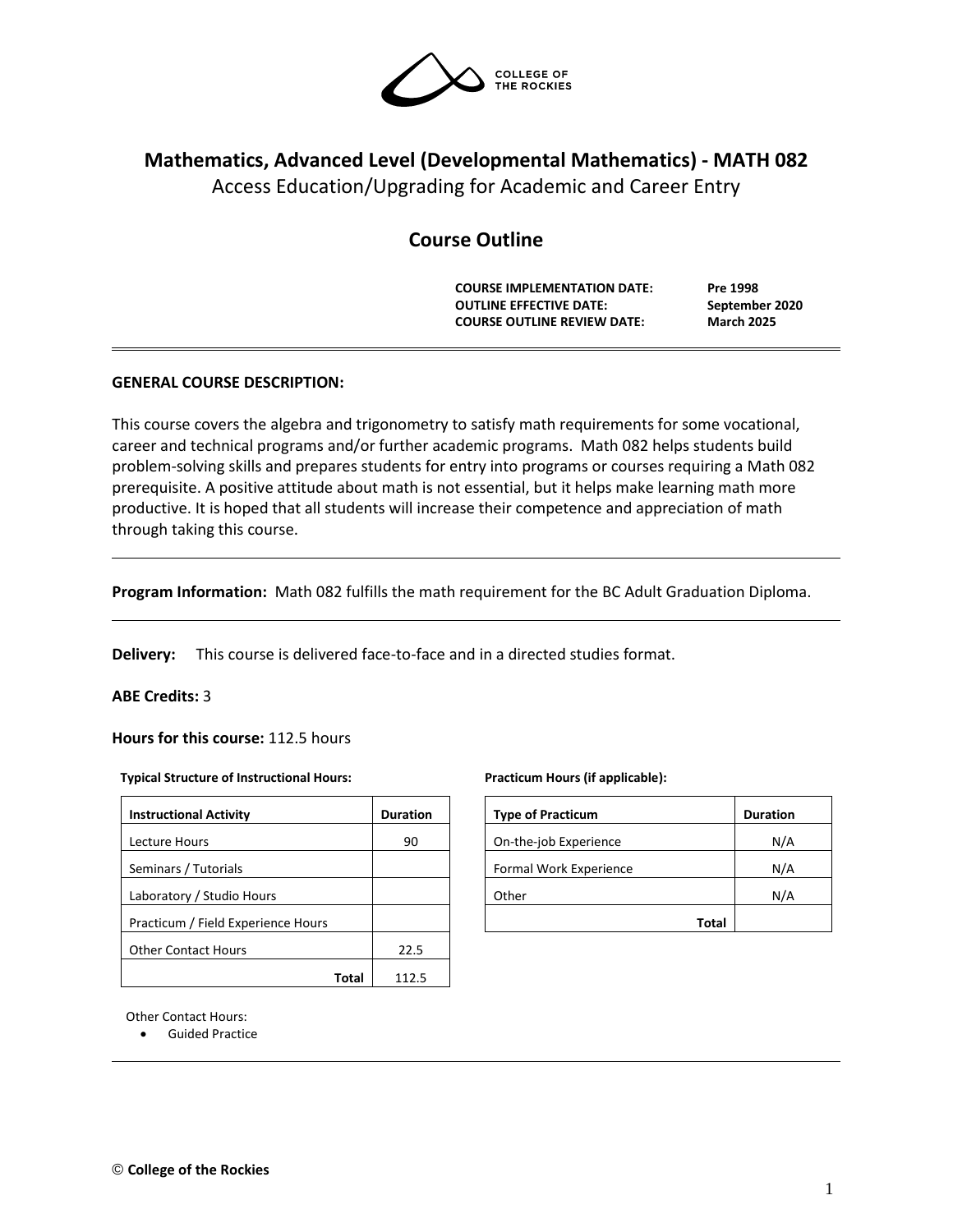COLLEGE OF THE ROCKIES

# Mathematics, Advanced Level (Developmental Mathematics) - MATH 082

Access Education/Upgrading for Academic and Career Entry

## Course Outline

**COURSE IMPLEMENTATION DATE:** **Pre 1998**
**OUTLINE EFFECTIVE DATE:** **September 2020**
**COURSE OUTLINE REVIEW DATE:** **March 2025**

---

**GENERAL COURSE DESCRIPTION:**

This course covers the algebra and trigonometry to satisfy math requirements for some vocational, career and technical programs and/or further academic programs. Math 082 helps students build problem-solving skills and prepares students for entry into programs or courses requiring a Math 082 prerequisite. A positive attitude about math is not essential, but it helps make learning math more productive. It is hoped that all students will increase their competence and appreciation of math through taking this course.

---

**Program Information:** Math 082 fulfills the math requirement for the BC Adult Graduation Diploma.

---

**Delivery:** This course is delivered face-to-face and in a directed studies format.

**ABE Credits:** 3

**Hours for this course:** 112.5 hours

**Typical Structure of Instructional Hours:**

| Instructional Activity | Duration |
|---|---|
| Lecture Hours | 90 |
| Seminars / Tutorials | |
| Laboratory / Studio Hours | |
| Practicum / Field Experience Hours | |
| Other Contact Hours | 22.5 |
| **Total** | 112.5 |

**Practicum Hours (if applicable):**

| Type of Practicum | Duration |
|---|---|
| On-the-job Experience | N/A |
| Formal Work Experience | N/A |
| Other | N/A |
| **Total** | |

Other Contact Hours:

- Guided Practice

---

© **College of the Rockies**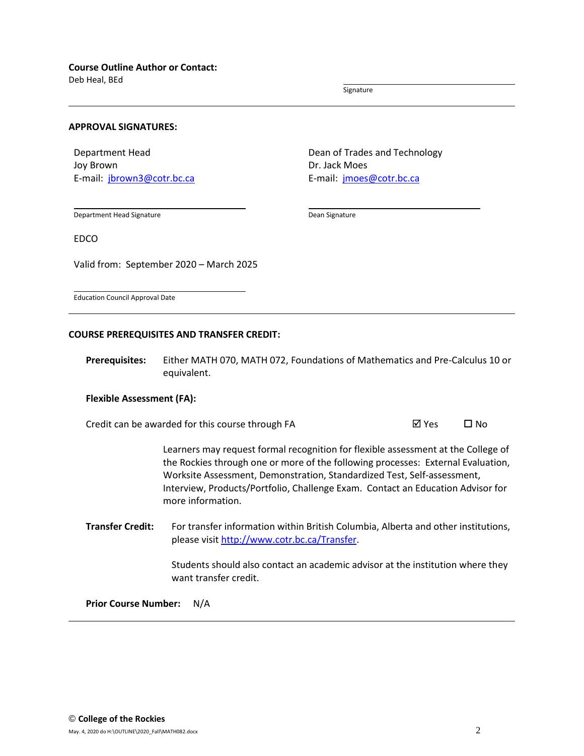**Course Outline Author or Contact:**

Deb Heal, BEd

Signature

**APPROVAL SIGNATURES:**

Department Head
Joy Brown
E-mail: jbrown3@cotr.bc.ca

Dean of Trades and Technology
Dr. Jack Moes
E-mail: jmoes@cotr.bc.ca

Department Head Signature

Dean Signature

EDCO

Valid from: September 2020 – March 2025

Education Council Approval Date

**COURSE PREREQUISITES AND TRANSFER CREDIT:**

**Prerequisites:** Either MATH 070, MATH 072, Foundations of Mathematics and Pre-Calculus 10 or equivalent.

**Flexible Assessment (FA):**

Credit can be awarded for this course through FA ☑ Yes ☐ No

Learners may request formal recognition for flexible assessment at the College of the Rockies through one or more of the following processes: External Evaluation, Worksite Assessment, Demonstration, Standardized Test, Self-assessment, Interview, Products/Portfolio, Challenge Exam. Contact an Education Advisor for more information.

**Transfer Credit:** For transfer information within British Columbia, Alberta and other institutions, please visit http://www.cotr.bc.ca/Transfer.

Students should also contact an academic advisor at the institution where they want transfer credit.

**Prior Course Number:** N/A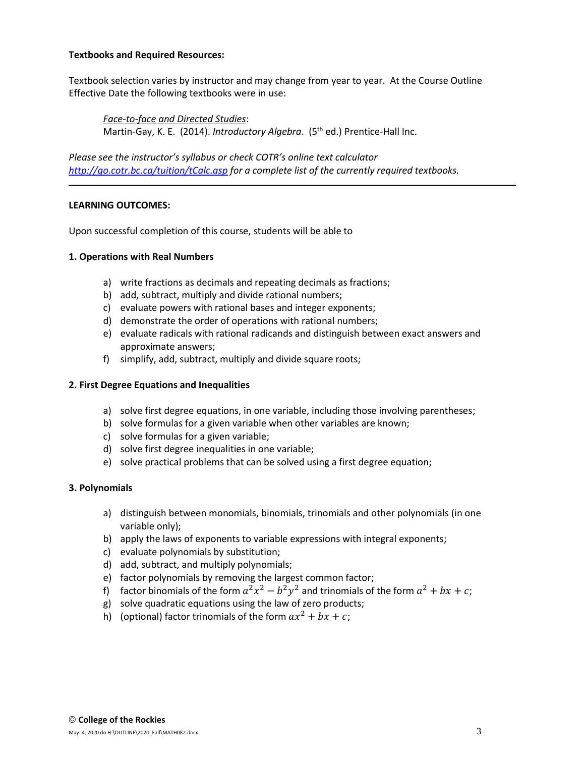**Textbooks and Required Resources:**

Textbook selection varies by instructor and may change from year to year. At the Course Outline Effective Date the following textbooks were in use:

*Face-to-face and Directed Studies*:
Martin-Gay, K. E. (2014). *Introductory Algebra*. (5th ed.) Prentice-Hall Inc.

*Please see the instructor's syllabus or check COTR's online text calculator [http://go.cotr.bc.ca/tuition/tCalc.asp](http://go.cotr.bc.ca/tuition/tCalc.asp) for a complete list of the currently required textbooks.*

---

**LEARNING OUTCOMES:**

Upon successful completion of this course, students will be able to

**1. Operations with Real Numbers**

a) write fractions as decimals and repeating decimals as fractions;
b) add, subtract, multiply and divide rational numbers;
c) evaluate powers with rational bases and integer exponents;
d) demonstrate the order of operations with rational numbers;
e) evaluate radicals with rational radicands and distinguish between exact answers and approximate answers;
f) simplify, add, subtract, multiply and divide square roots;

**2. First Degree Equations and Inequalities**

a) solve first degree equations, in one variable, including those involving parentheses;
b) solve formulas for a given variable when other variables are known;
c) solve formulas for a given variable;
d) solve first degree inequalities in one variable;
e) solve practical problems that can be solved using a first degree equation;

**3. Polynomials**

a) distinguish between monomials, binomials, trinomials and other polynomials (in one variable only);
b) apply the laws of exponents to variable expressions with integral exponents;
c) evaluate polynomials by substitution;
d) add, subtract, and multiply polynomials;
e) factor polynomials by removing the largest common factor;
f) factor binomials of the form $a^2x^2 - b^2y^2$ and trinomials of the form $a^2 + bx + c$;
g) solve quadratic equations using the law of zero products;
h) (optional) factor trinomials of the form $ax^2 + bx + c$;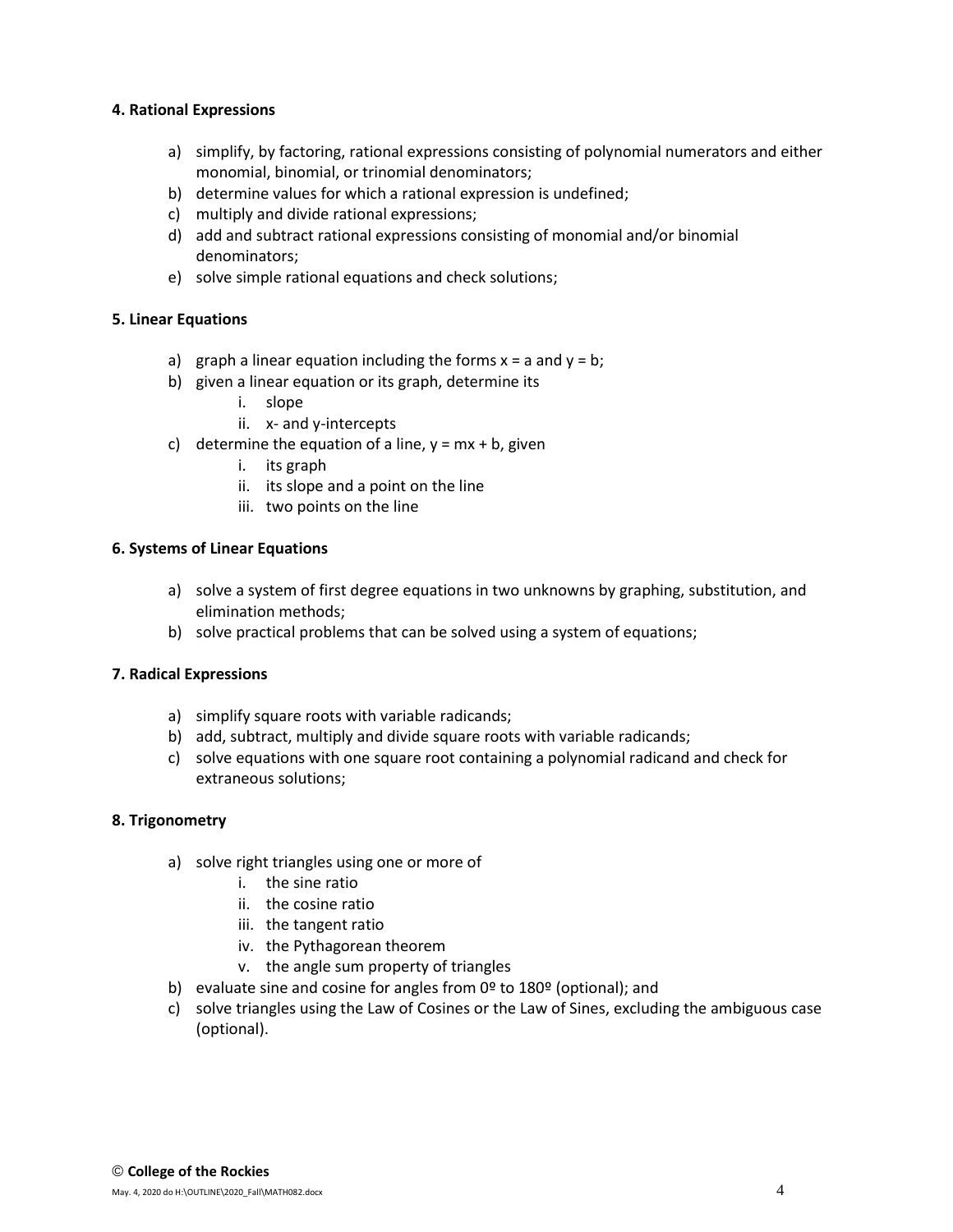**4. Rational Expressions**

a) simplify, by factoring, rational expressions consisting of polynomial numerators and either monomial, binomial, or trinomial denominators;
b) determine values for which a rational expression is undefined;
c) multiply and divide rational expressions;
d) add and subtract rational expressions consisting of monomial and/or binomial denominators;
e) solve simple rational equations and check solutions;

**5. Linear Equations**

a) graph a linear equation including the forms $x = a$ and $y = b$;
b) given a linear equation or its graph, determine its
   i. slope
   ii. x- and y-intercepts
c) determine the equation of a line, $y = mx + b$, given
   i. its graph
   ii. its slope and a point on the line
   iii. two points on the line

**6. Systems of Linear Equations**

a) solve a system of first degree equations in two unknowns by graphing, substitution, and elimination methods;
b) solve practical problems that can be solved using a system of equations;

**7. Radical Expressions**

a) simplify square roots with variable radicands;
b) add, subtract, multiply and divide square roots with variable radicands;
c) solve equations with one square root containing a polynomial radicand and check for extraneous solutions;

**8. Trigonometry**

a) solve right triangles using one or more of
   i. the sine ratio
   ii. the cosine ratio
   iii. the tangent ratio
   iv. the Pythagorean theorem
   v. the angle sum property of triangles
b) evaluate sine and cosine for angles from 0º to 180º (optional); and
c) solve triangles using the Law of Cosines or the Law of Sines, excluding the ambiguous case (optional).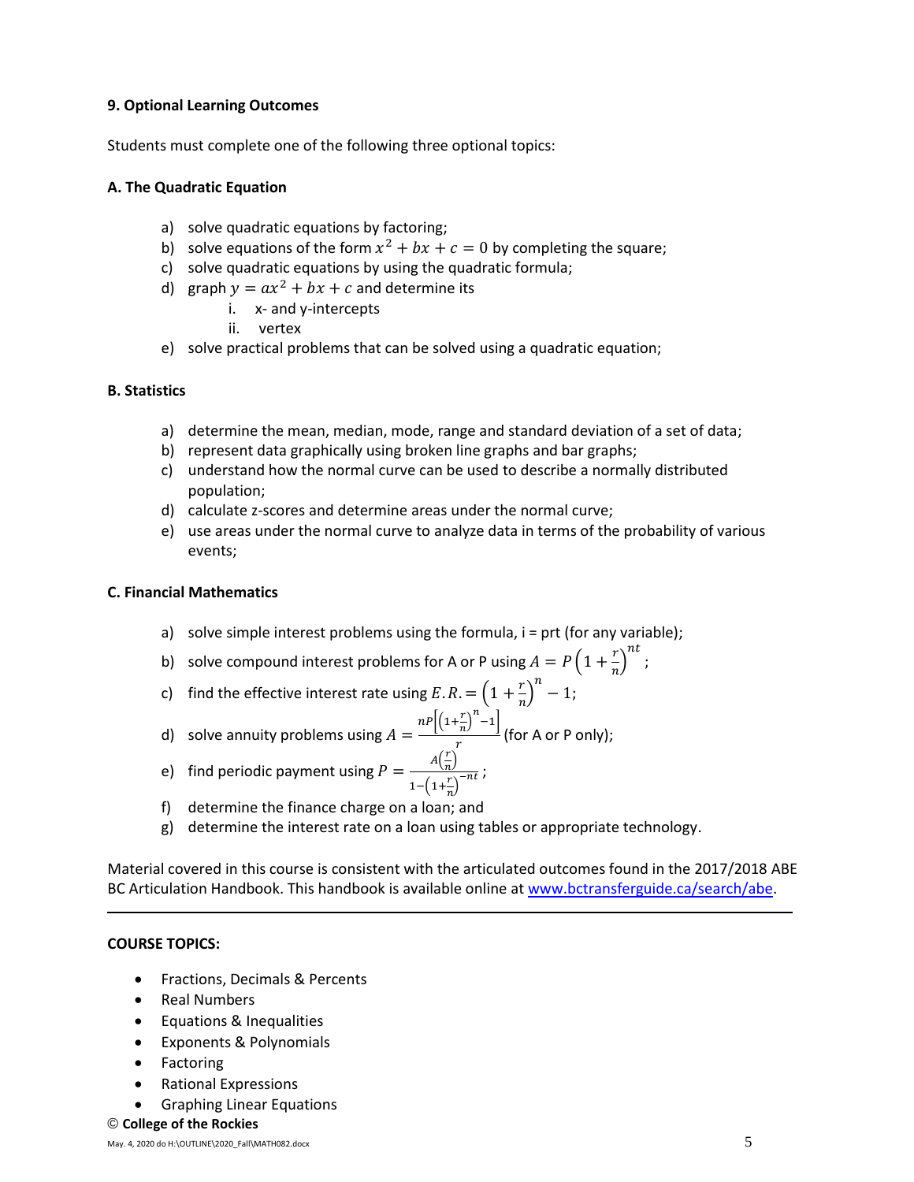**9. Optional Learning Outcomes**

Students must complete one of the following three optional topics:

**A. The Quadratic Equation**

a) solve quadratic equations by factoring;
b) solve equations of the form $x^2 + bx + c = 0$ by completing the square;
c) solve quadratic equations by using the quadratic formula;
d) graph $y = ax^2 + bx + c$ and determine its
   i. x- and y-intercepts
   ii. vertex
e) solve practical problems that can be solved using a quadratic equation;

**B. Statistics**

a) determine the mean, median, mode, range and standard deviation of a set of data;
b) represent data graphically using broken line graphs and bar graphs;
c) understand how the normal curve can be used to describe a normally distributed population;
d) calculate z-scores and determine areas under the normal curve;
e) use areas under the normal curve to analyze data in terms of the probability of various events;

**C. Financial Mathematics**

a) solve simple interest problems using the formula, i = prt (for any variable);
b) solve compound interest problems for A or P using $A = P\left(1 + \frac{r}{n}\right)^{nt}$;
c) find the effective interest rate using $E.R. = \left(1 + \frac{r}{n}\right)^{n} - 1$;
d) solve annuity problems using $A = \frac{nP\left[\left(1+\frac{r}{n}\right)^{n} - 1\right]}{r}$ (for A or P only);
e) find periodic payment using $P = \frac{A\left(\frac{r}{n}\right)}{1 - \left(1+\frac{r}{n}\right)^{-nt}}$;
f) determine the finance charge on a loan; and
g) determine the interest rate on a loan using tables or appropriate technology.

Material covered in this course is consistent with the articulated outcomes found in the 2017/2018 ABE BC Articulation Handbook. This handbook is available online at www.bctransferguide.ca/search/abe.

---

**COURSE TOPICS:**

- Fractions, Decimals & Percents
- Real Numbers
- Equations & Inequalities
- Exponents & Polynomials
- Factoring
- Rational Expressions
- Graphing Linear Equations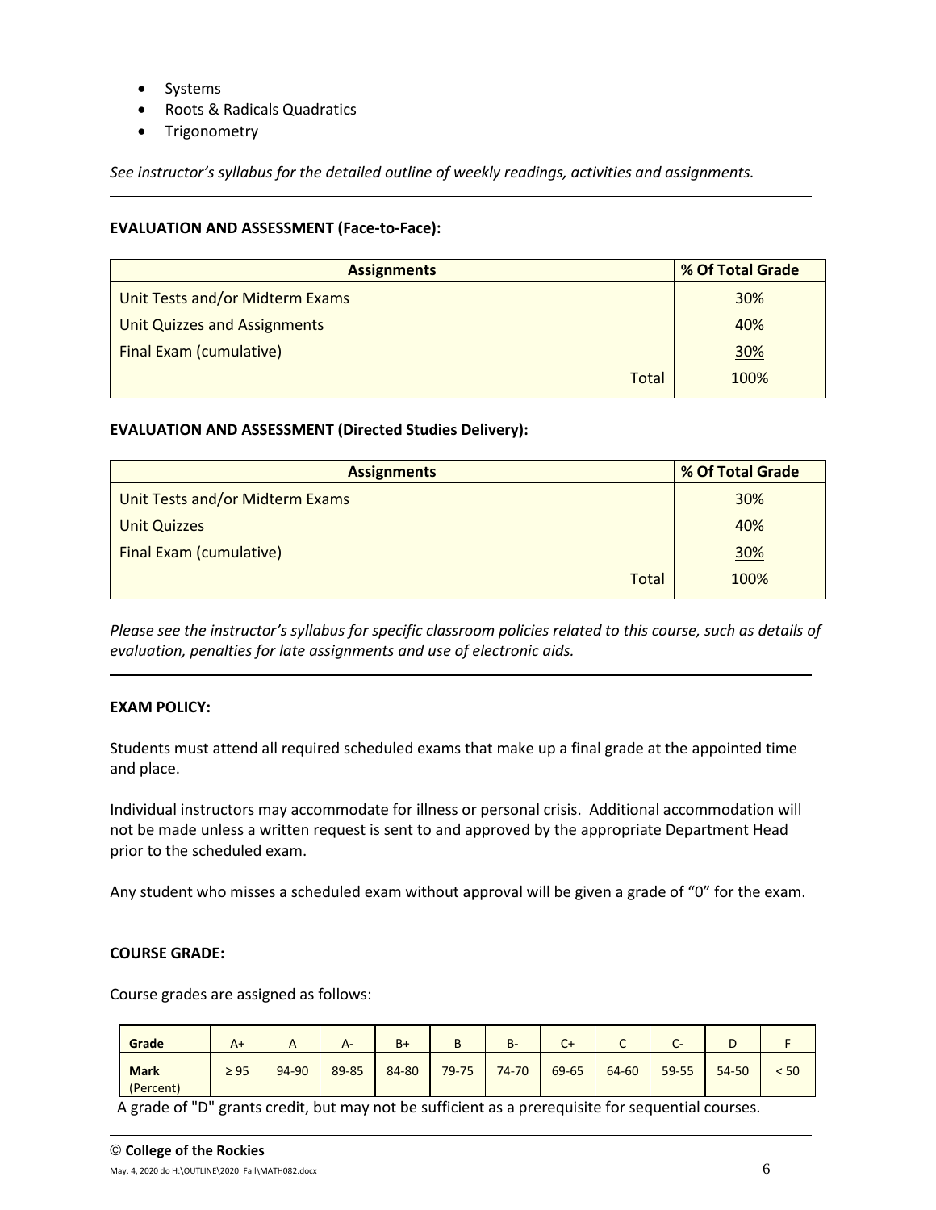- Systems
- Roots & Radicals Quadratics
- Trigonometry

*See instructor's syllabus for the detailed outline of weekly readings, activities and assignments.*

**EVALUATION AND ASSESSMENT (Face-to-Face):**

| Assignments | % Of Total Grade |
|---|---|
| Unit Tests and/or Midterm Exams | 30% |
| Unit Quizzes and Assignments | 40% |
| Final Exam (cumulative) | 30% |
| Total | 100% |

**EVALUATION AND ASSESSMENT (Directed Studies Delivery):**

| Assignments | % Of Total Grade |
|---|---|
| Unit Tests and/or Midterm Exams | 30% |
| Unit Quizzes | 40% |
| Final Exam (cumulative) | 30% |
| Total | 100% |

*Please see the instructor's syllabus for specific classroom policies related to this course, such as details of evaluation, penalties for late assignments and use of electronic aids.*

**EXAM POLICY:**

Students must attend all required scheduled exams that make up a final grade at the appointed time and place.

Individual instructors may accommodate for illness or personal crisis. Additional accommodation will not be made unless a written request is sent to and approved by the appropriate Department Head prior to the scheduled exam.

Any student who misses a scheduled exam without approval will be given a grade of "0" for the exam.

**COURSE GRADE:**

Course grades are assigned as follows:

| Grade | A+ | A | A- | B+ | B | B- | C+ | C | C- | D | F |
|---|---|---|---|---|---|---|---|---|---|---|---|
| **Mark** (Percent) | ≥ 95 | 94-90 | 89-85 | 84-80 | 79-75 | 74-70 | 69-65 | 64-60 | 59-55 | 54-50 | < 50 |

A grade of "D" grants credit, but may not be sufficient as a prerequisite for sequential courses.

© **College of the Rockies**

May. 4, 2020 do H:\OUTLINE\2020_Fall\MATH082.docx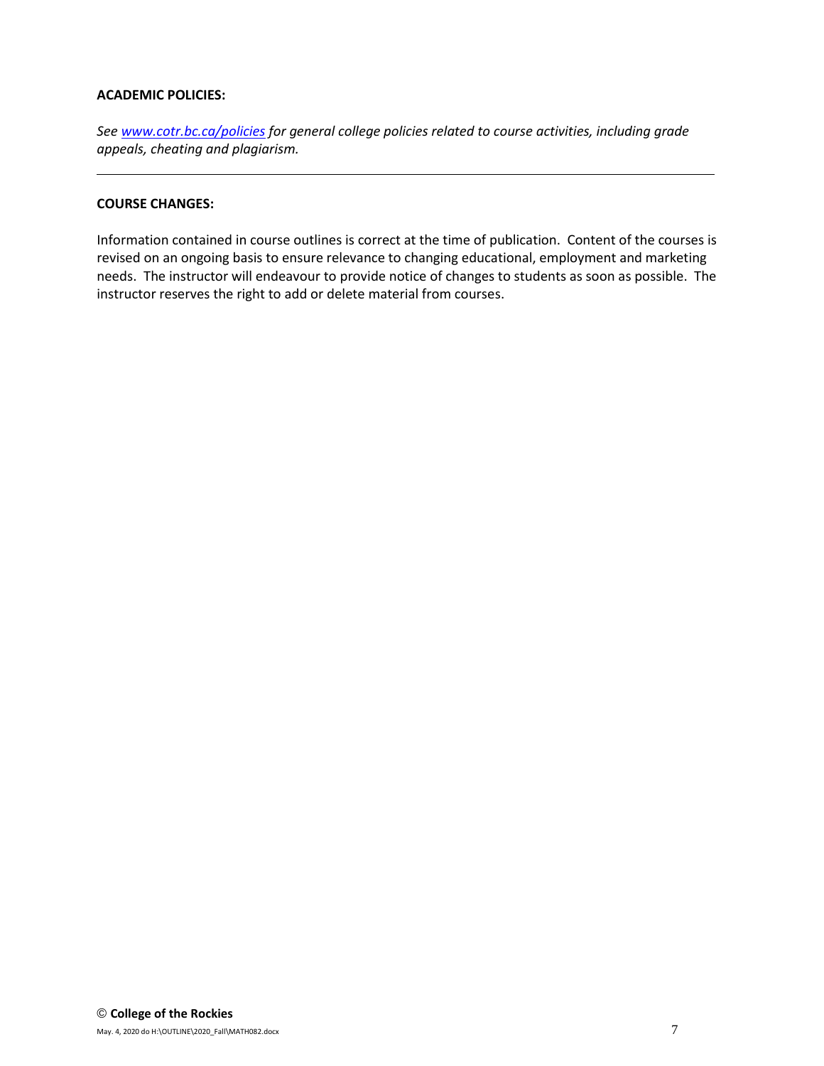**ACADEMIC POLICIES:**

*See [www.cotr.bc.ca/policies](http://www.cotr.bc.ca/policies) for general college policies related to course activities, including grade appeals, cheating and plagiarism.*

---

**COURSE CHANGES:**

Information contained in course outlines is correct at the time of publication. Content of the courses is revised on an ongoing basis to ensure relevance to changing educational, employment and marketing needs. The instructor will endeavour to provide notice of changes to students as soon as possible. The instructor reserves the right to add or delete material from courses.